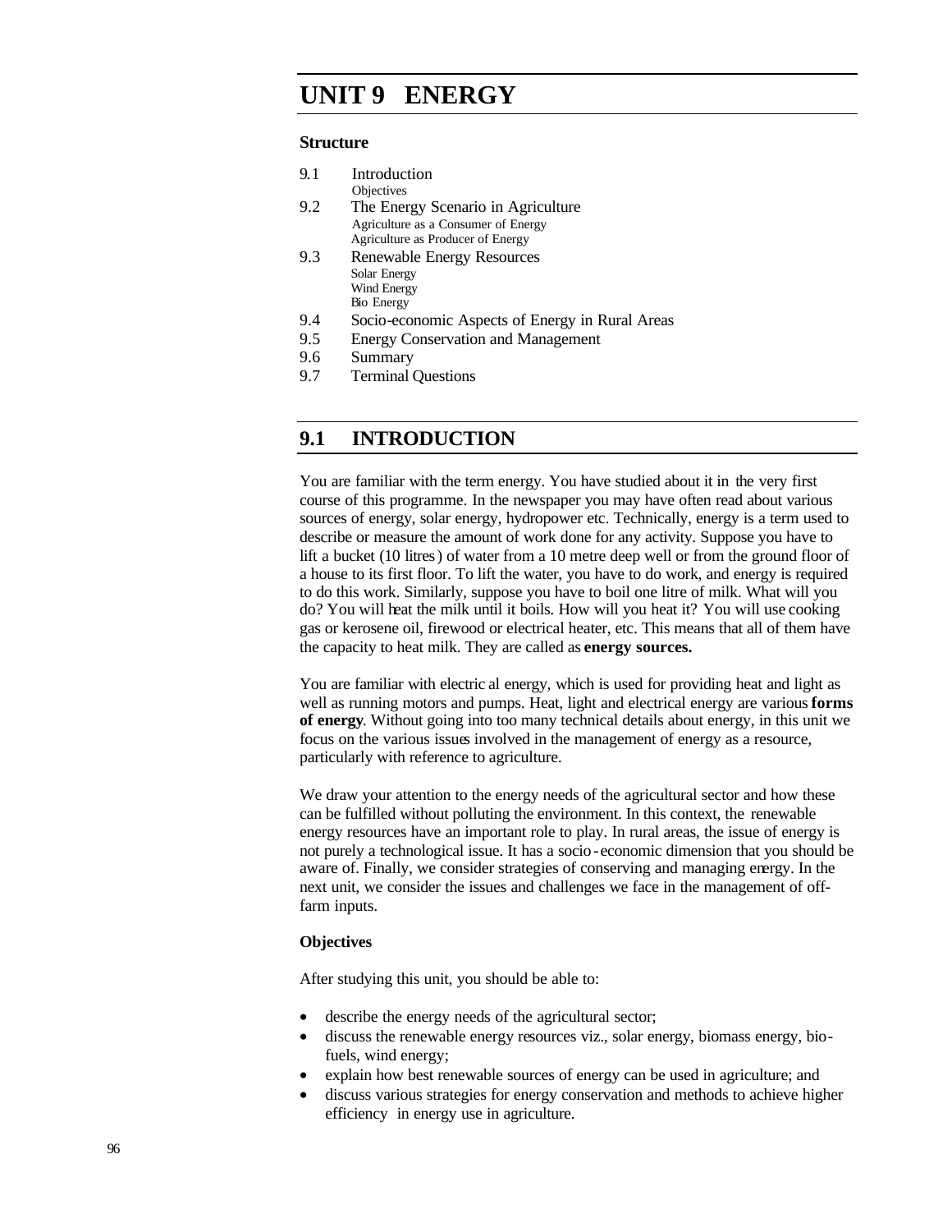# UNIT 9 ENERGY

**Structure**

9.1 Introduction
  Objectives

9.2 The Energy Scenario in Agriculture
  Agriculture as a Consumer of Energy
  Agriculture as Producer of Energy

9.3 Renewable Energy Resources
  Solar Energy
  Wind Energy
  Bio Energy

9.4 Socio-economic Aspects of Energy in Rural Areas

9.5 Energy Conservation and Management

9.6 Summary

9.7 Terminal Questions

## 9.1 INTRODUCTION

You are familiar with the term energy. You have studied about it in the very first course of this programme. In the newspaper you may have often read about various sources of energy, solar energy, hydropower etc. Technically, energy is a term used to describe or measure the amount of work done for any activity. Suppose you have to lift a bucket (10 litres) of water from a 10 metre deep well or from the ground floor of a house to its first floor. To lift the water, you have to do work, and energy is required to do this work. Similarly, suppose you have to boil one litre of milk. What will you do? You will heat the milk until it boils. How will you heat it? You will use cooking gas or kerosene oil, firewood or electrical heater, etc. This means that all of them have the capacity to heat milk. They are called as **energy sources.**

You are familiar with electric al energy, which is used for providing heat and light as well as running motors and pumps. Heat, light and electrical energy are various **forms of energy**. Without going into too many technical details about energy, in this unit we focus on the various issues involved in the management of energy as a resource, particularly with reference to agriculture.

We draw your attention to the energy needs of the agricultural sector and how these can be fulfilled without polluting the environment. In this context, the renewable energy resources have an important role to play. In rural areas, the issue of energy is not purely a technological issue. It has a socio-economic dimension that you should be aware of. Finally, we consider strategies of conserving and managing energy. In the next unit, we consider the issues and challenges we face in the management of off-farm inputs.

**Objectives**

After studying this unit, you should be able to:

- describe the energy needs of the agricultural sector;
- discuss the renewable energy resources viz., solar energy, biomass energy, bio-fuels, wind energy;
- explain how best renewable sources of energy can be used in agriculture; and
- discuss various strategies for energy conservation and methods to achieve higher efficiency in energy use in agriculture.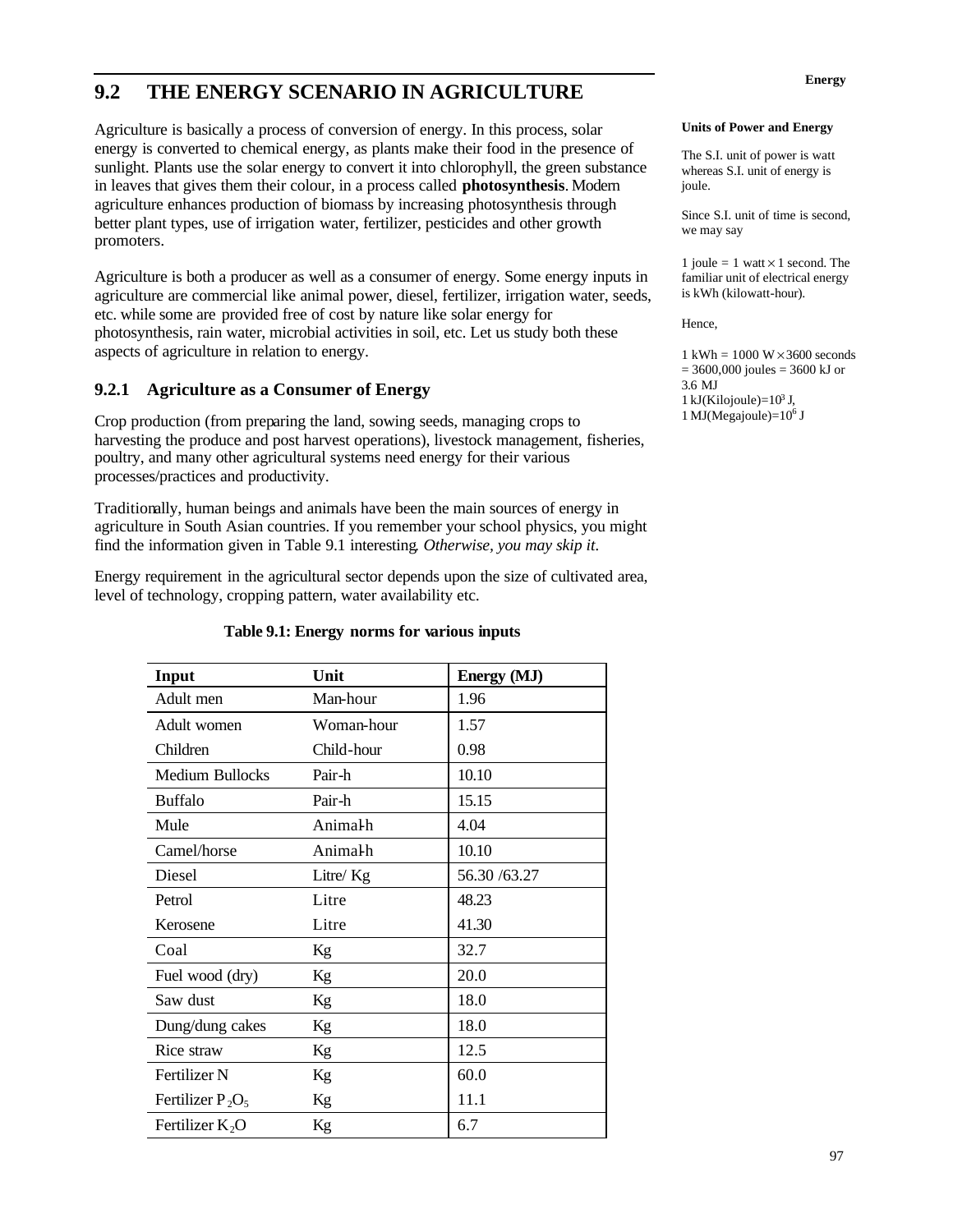## 9.2 THE ENERGY SCENARIO IN AGRICULTURE

Agriculture is basically a process of conversion of energy. In this process, solar energy is converted to chemical energy, as plants make their food in the presence of sunlight. Plants use the solar energy to convert it into chlorophyll, the green substance in leaves that gives them their colour, in a process called **photosynthesis**. Modern agriculture enhances production of biomass by increasing photosynthesis through better plant types, use of irrigation water, fertilizer, pesticides and other growth promoters.

Agriculture is both a producer as well as a consumer of energy. Some energy inputs in agriculture are commercial like animal power, diesel, fertilizer, irrigation water, seeds, etc. while some are provided free of cost by nature like solar energy for photosynthesis, rain water, microbial activities in soil, etc. Let us study both these aspects of agriculture in relation to energy.

**Units of Power and Energy**

The S.I. unit of power is watt whereas S.I. unit of energy is joule.

Since S.I. unit of time is second, we may say

1 joule = 1 watt × 1 second. The familiar unit of electrical energy is kWh (kilowatt-hour).

Hence,

1 kWh = 1000 W × 3600 seconds = 3600,000 joules = 3600 kJ or 3.6 MJ
1 kJ(Kilojoule)= $10^3$ J,
1 MJ(Megajoule)= $10^6$ J

### 9.2.1 Agriculture as a Consumer of Energy

Crop production (from preparing the land, sowing seeds, managing crops to harvesting the produce and post harvest operations), livestock management, fisheries, poultry, and many other agricultural systems need energy for their various processes/practices and productivity.

Traditionally, human beings and animals have been the main sources of energy in agriculture in South Asian countries. If you remember your school physics, you might find the information given in Table 9.1 interesting. *Otherwise, you may skip it.*

Energy requirement in the agricultural sector depends upon the size of cultivated area, level of technology, cropping pattern, water availability etc.

**Table 9.1: Energy norms for various inputs**

| Input | Unit | Energy (MJ) |
|---|---|---|
| Adult men | Man-hour | 1.96 |
| Adult women | Woman-hour | 1.57 |
| Children | Child-hour | 0.98 |
| Medium Bullocks | Pair-h | 10.10 |
| Buffalo | Pair-h | 15.15 |
| Mule | Animal-h | 4.04 |
| Camel/horse | Animal-h | 10.10 |
| Diesel | Litre/ Kg | 56.30 /63.27 |
| Petrol | Litre | 48.23 |
| Kerosene | Litre | 41.30 |
| Coal | Kg | 32.7 |
| Fuel wood (dry) | Kg | 20.0 |
| Saw dust | Kg | 18.0 |
| Dung/dung cakes | Kg | 18.0 |
| Rice straw | Kg | 12.5 |
| Fertilizer N | Kg | 60.0 |
| Fertilizer $P_2O_5$ | Kg | 11.1 |
| Fertilizer $K_2O$ | Kg | 6.7 |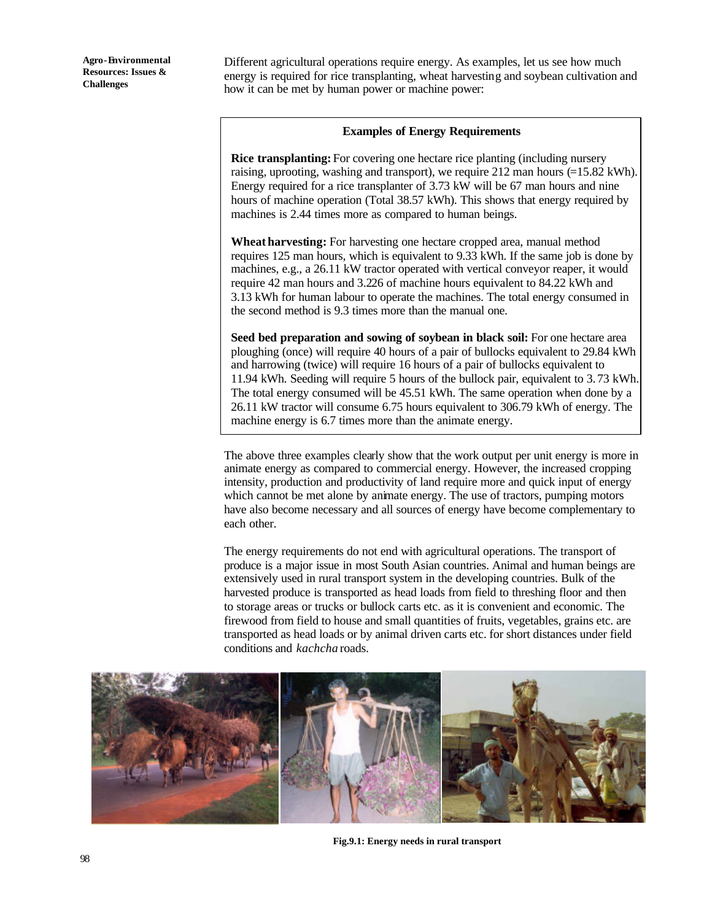Different agricultural operations require energy. As examples, let us see how much energy is required for rice transplanting, wheat harvesting and soybean cultivation and how it can be met by human power or machine power:

> **Examples of Energy Requirements**
>
> **Rice transplanting:** For covering one hectare rice planting (including nursery raising, uprooting, washing and transport), we require 212 man hours (=15.82 kWh). Energy required for a rice transplanter of 3.73 kW will be 67 man hours and nine hours of machine operation (Total 38.57 kWh). This shows that energy required by machines is 2.44 times more as compared to human beings.
>
> **Wheat harvesting:** For harvesting one hectare cropped area, manual method requires 125 man hours, which is equivalent to 9.33 kWh. If the same job is done by machines, e.g., a 26.11 kW tractor operated with vertical conveyor reaper, it would require 42 man hours and 3.226 of machine hours equivalent to 84.22 kWh and 3.13 kWh for human labour to operate the machines. The total energy consumed in the second method is 9.3 times more than the manual one.
>
> **Seed bed preparation and sowing of soybean in black soil:** For one hectare area ploughing (once) will require 40 hours of a pair of bullocks equivalent to 29.84 kWh and harrowing (twice) will require 16 hours of a pair of bullocks equivalent to 11.94 kWh. Seeding will require 5 hours of the bullock pair, equivalent to 3.73 kWh. The total energy consumed will be 45.51 kWh. The same operation when done by a 26.11 kW tractor will consume 6.75 hours equivalent to 306.79 kWh of energy. The machine energy is 6.7 times more than the animate energy.

The above three examples clearly show that the work output per unit energy is more in animate energy as compared to commercial energy. However, the increased cropping intensity, production and productivity of land require more and quick input of energy which cannot be met alone by animate energy. The use of tractors, pumping motors have also become necessary and all sources of energy have become complementary to each other.

The energy requirements do not end with agricultural operations. The transport of produce is a major issue in most South Asian countries. Animal and human beings are extensively used in rural transport system in the developing countries. Bulk of the harvested produce is transported as head loads from field to threshing floor and then to storage areas or trucks or bullock carts etc. as it is convenient and economic. The firewood from field to house and small quantities of fruits, vegetables, grains etc. are transported as head loads or by animal driven carts etc. for short distances under field conditions and *kachcha* roads.

**Fig.9.1: Energy needs in rural transport**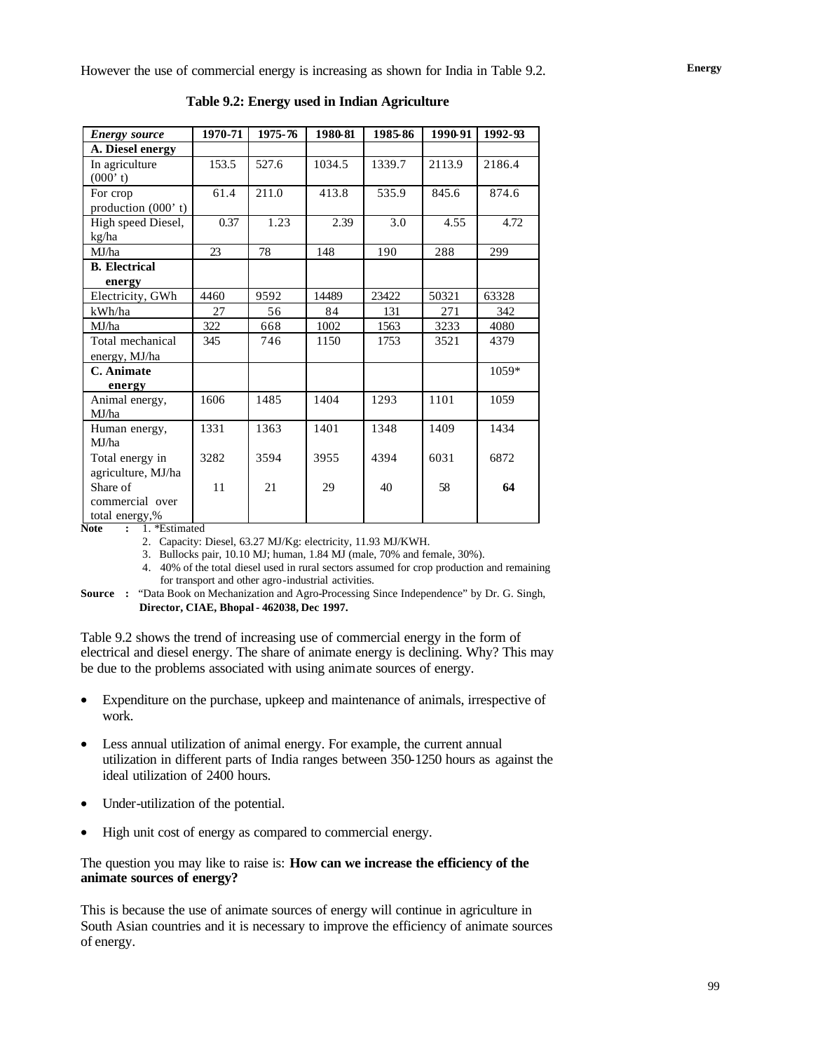However the use of commercial energy is increasing as shown for India in Table 9.2.

**Table 9.2: Energy used in Indian Agriculture**

| *Energy source* | 1970-71 | 1975-76 | 1980-81 | 1985-86 | 1990-91 | 1992-93 |
|---|---|---|---|---|---|---|
| **A. Diesel energy** | | | | | | |
| In agriculture (000' t) | 153.5 | 527.6 | 1034.5 | 1339.7 | 2113.9 | 2186.4 |
| For crop production (000' t) | 61.4 | 211.0 | 413.8 | 535.9 | 845.6 | 874.6 |
| High speed Diesel, kg/ha | 0.37 | 1.23 | 2.39 | 3.0 | 4.55 | 4.72 |
| MJ/ha | 23 | 78 | 148 | 190 | 288 | 299 |
| **B. Electrical energy** | | | | | | |
| Electricity, GWh | 4460 | 9592 | 14489 | 23422 | 50321 | 63328 |
| kWh/ha | 27 | 56 | 84 | 131 | 271 | 342 |
| MJ/ha | 322 | 668 | 1002 | 1563 | 3233 | 4080 |
| Total mechanical energy, MJ/ha | 345 | 746 | 1150 | 1753 | 3521 | 4379 |
| **C. Animate energy** | | | | | | 1059* |
| Animal energy, MJ/ha | 1606 | 1485 | 1404 | 1293 | 1101 | 1059 |
| Human energy, MJ/ha | 1331 | 1363 | 1401 | 1348 | 1409 | 1434 |
| Total energy in agriculture, MJ/ha | 3282 | 3594 | 3955 | 4394 | 6031 | 6872 |
| Share of commercial over total energy,% | 11 | 21 | 29 | 40 | 58 | **64** |

**Note :** 1. *Estimated

2. Capacity: Diesel, 63.27 MJ/Kg: electricity, 11.93 MJ/KWH.
3. Bullocks pair, 10.10 MJ; human, 1.84 MJ (male, 70% and female, 30%).
4. 40% of the total diesel used in rural sectors assumed for crop production and remaining for transport and other agro-industrial activities.

**Source :** "Data Book on Mechanization and Agro-Processing Since Independence" by Dr. G. Singh, **Director, CIAE, Bhopal - 462038, Dec 1997.**

Table 9.2 shows the trend of increasing use of commercial energy in the form of electrical and diesel energy. The share of animate energy is declining. Why? This may be due to the problems associated with using animate sources of energy.

- Expenditure on the purchase, upkeep and maintenance of animals, irrespective of work.
- Less annual utilization of animal energy. For example, the current annual utilization in different parts of India ranges between 350-1250 hours as against the ideal utilization of 2400 hours.
- Under-utilization of the potential.
- High unit cost of energy as compared to commercial energy.

The question you may like to raise is: **How can we increase the efficiency of the animate sources of energy?**

This is because the use of animate sources of energy will continue in agriculture in South Asian countries and it is necessary to improve the efficiency of animate sources of energy.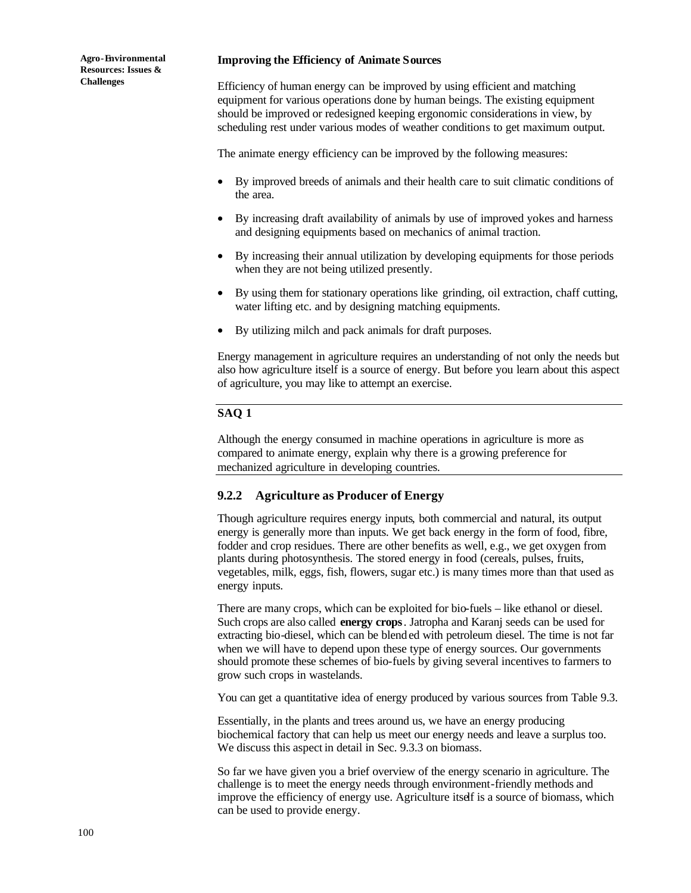### Improving the Efficiency of Animate Sources

Efficiency of human energy can be improved by using efficient and matching equipment for various operations done by human beings. The existing equipment should be improved or redesigned keeping ergonomic considerations in view, by scheduling rest under various modes of weather conditions to get maximum output.

The animate energy efficiency can be improved by the following measures:

- By improved breeds of animals and their health care to suit climatic conditions of the area.
- By increasing draft availability of animals by use of improved yokes and harness and designing equipments based on mechanics of animal traction.
- By increasing their annual utilization by developing equipments for those periods when they are not being utilized presently.
- By using them for stationary operations like grinding, oil extraction, chaff cutting, water lifting etc. and by designing matching equipments.
- By utilizing milch and pack animals for draft purposes.

Energy management in agriculture requires an understanding of not only the needs but also how agriculture itself is a source of energy. But before you learn about this aspect of agriculture, you may like to attempt an exercise.

**SAQ 1**

Although the energy consumed in machine operations in agriculture is more as compared to animate energy, explain why there is a growing preference for mechanized agriculture in developing countries.

### 9.2.2 Agriculture as Producer of Energy

Though agriculture requires energy inputs, both commercial and natural, its output energy is generally more than inputs. We get back energy in the form of food, fibre, fodder and crop residues. There are other benefits as well, e.g., we get oxygen from plants during photosynthesis. The stored energy in food (cereals, pulses, fruits, vegetables, milk, eggs, fish, flowers, sugar etc.) is many times more than that used as energy inputs.

There are many crops, which can be exploited for bio-fuels – like ethanol or diesel. Such crops are also called **energy crops**. Jatropha and Karanj seeds can be used for extracting bio-diesel, which can be blended with petroleum diesel. The time is not far when we will have to depend upon these type of energy sources. Our governments should promote these schemes of bio-fuels by giving several incentives to farmers to grow such crops in wastelands.

You can get a quantitative idea of energy produced by various sources from Table 9.3.

Essentially, in the plants and trees around us, we have an energy producing biochemical factory that can help us meet our energy needs and leave a surplus too. We discuss this aspect in detail in Sec. 9.3.3 on biomass.

So far we have given you a brief overview of the energy scenario in agriculture. The challenge is to meet the energy needs through environment-friendly methods and improve the efficiency of energy use. Agriculture itself is a source of biomass, which can be used to provide energy.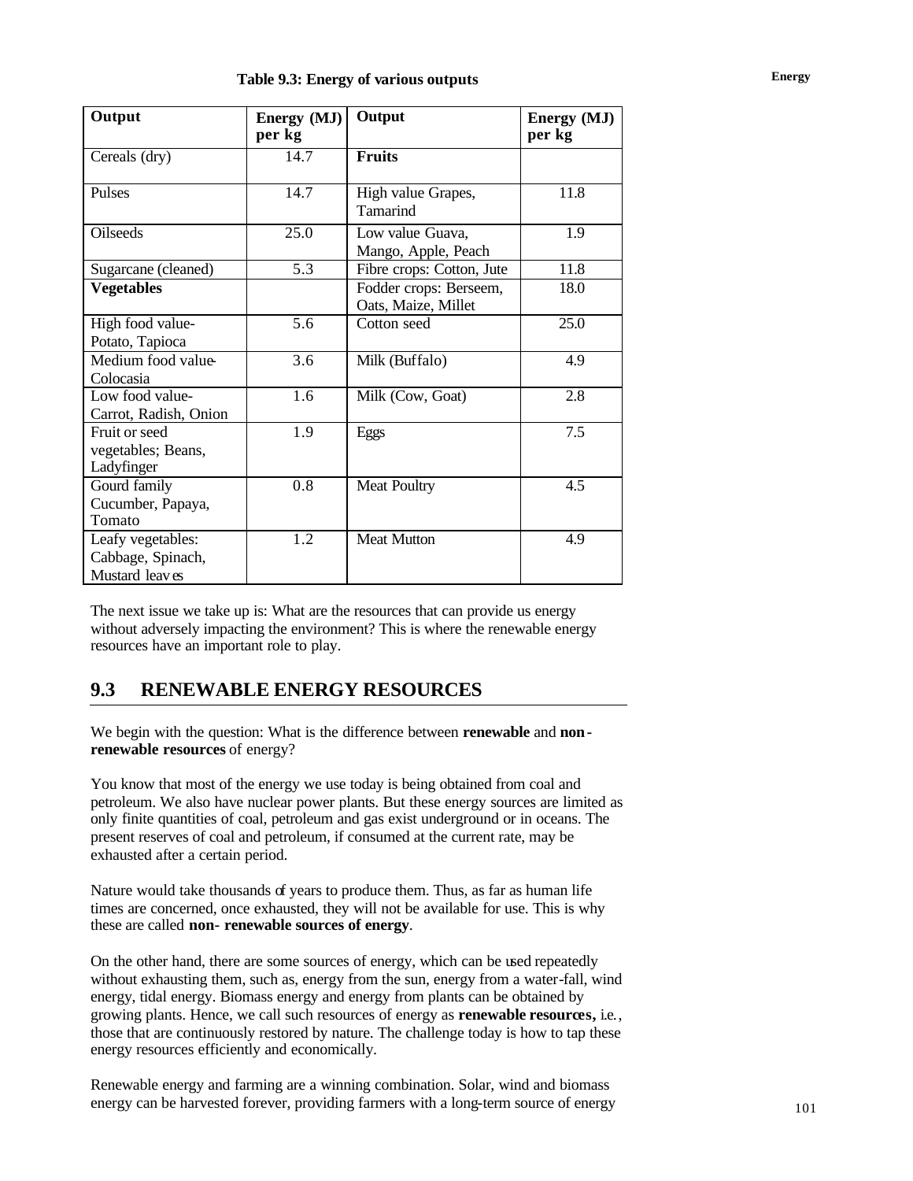**Table 9.3: Energy of various outputs**

| Output | Energy (MJ) per kg | Output | Energy (MJ) per kg |
|---|---|---|---|
| Cereals (dry) | 14.7 | **Fruits** | |
| Pulses | 14.7 | High value Grapes, Tamarind | 11.8 |
| Oilseeds | 25.0 | Low value Guava, Mango, Apple, Peach | 1.9 |
| Sugarcane (cleaned) | 5.3 | Fibre crops: Cotton, Jute | 11.8 |
| **Vegetables** | | Fodder crops: Berseem, Oats, Maize, Millet | 18.0 |
| High food value-Potato, Tapioca | 5.6 | Cotton seed | 25.0 |
| Medium food value-Colocasia | 3.6 | Milk (Buffalo) | 4.9 |
| Low food value-Carrot, Radish, Onion | 1.6 | Milk (Cow, Goat) | 2.8 |
| Fruit or seed vegetables; Beans, Ladyfinger | 1.9 | Eggs | 7.5 |
| Gourd family Cucumber, Papaya, Tomato | 0.8 | Meat Poultry | 4.5 |
| Leafy vegetables: Cabbage, Spinach, Mustard leaves | 1.2 | Meat Mutton | 4.9 |

The next issue we take up is: What are the resources that can provide us energy without adversely impacting the environment? This is where the renewable energy resources have an important role to play.

## 9.3 RENEWABLE ENERGY RESOURCES

We begin with the question: What is the difference between **renewable** and **non-renewable resources** of energy?

You know that most of the energy we use today is being obtained from coal and petroleum. We also have nuclear power plants. But these energy sources are limited as only finite quantities of coal, petroleum and gas exist underground or in oceans. The present reserves of coal and petroleum, if consumed at the current rate, may be exhausted after a certain period.

Nature would take thousands of years to produce them. Thus, as far as human life times are concerned, once exhausted, they will not be available for use. This is why these are called **non- renewable sources of energy**.

On the other hand, there are some sources of energy, which can be used repeatedly without exhausting them, such as, energy from the sun, energy from a water-fall, wind energy, tidal energy. Biomass energy and energy from plants can be obtained by growing plants. Hence, we call such resources of energy as **renewable resources,** i.e., those that are continuously restored by nature. The challenge today is how to tap these energy resources efficiently and economically.

Renewable energy and farming are a winning combination. Solar, wind and biomass energy can be harvested forever, providing farmers with a long-term source of energy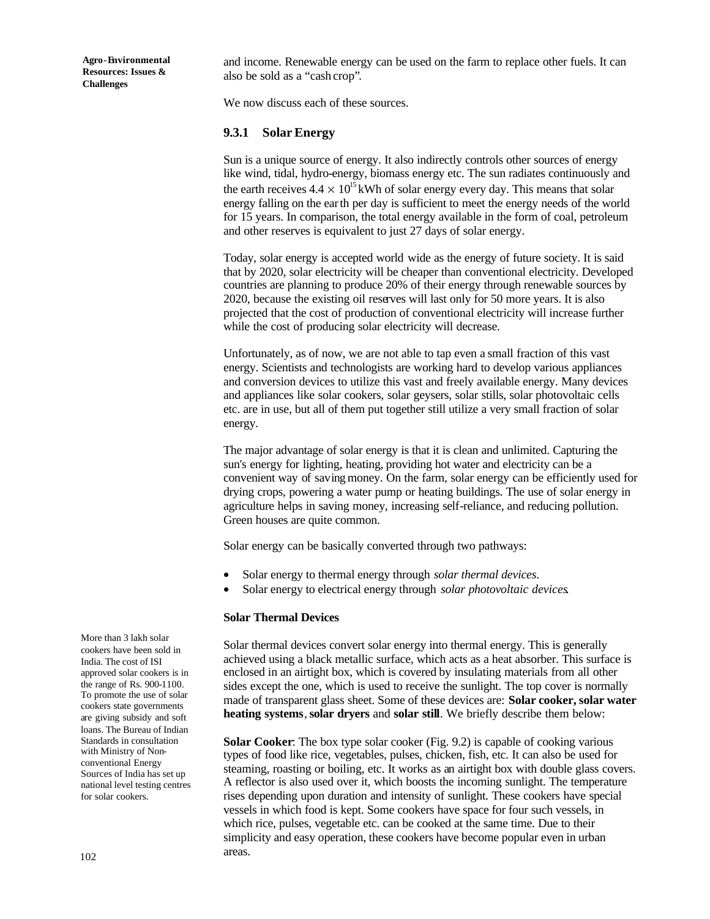and income. Renewable energy can be used on the farm to replace other fuels. It can also be sold as a "cash crop".

We now discuss each of these sources.

### 9.3.1 Solar Energy

Sun is a unique source of energy. It also indirectly controls other sources of energy like wind, tidal, hydro-energy, biomass energy etc. The sun radiates continuously and the earth receives $4.4 \times 10^{15}$ kWh of solar energy every day. This means that solar energy falling on the earth per day is sufficient to meet the energy needs of the world for 15 years. In comparison, the total energy available in the form of coal, petroleum and other reserves is equivalent to just 27 days of solar energy.

Today, solar energy is accepted world wide as the energy of future society. It is said that by 2020, solar electricity will be cheaper than conventional electricity. Developed countries are planning to produce 20% of their energy through renewable sources by 2020, because the existing oil reserves will last only for 50 more years. It is also projected that the cost of production of conventional electricity will increase further while the cost of producing solar electricity will decrease.

Unfortunately, as of now, we are not able to tap even a small fraction of this vast energy. Scientists and technologists are working hard to develop various appliances and conversion devices to utilize this vast and freely available energy. Many devices and appliances like solar cookers, solar geysers, solar stills, solar photovoltaic cells etc. are in use, but all of them put together still utilize a very small fraction of solar energy.

The major advantage of solar energy is that it is clean and unlimited. Capturing the sun's energy for lighting, heating, providing hot water and electricity can be a convenient way of saving money. On the farm, solar energy can be efficiently used for drying crops, powering a water pump or heating buildings. The use of solar energy in agriculture helps in saving money, increasing self-reliance, and reducing pollution. Green houses are quite common.

Solar energy can be basically converted through two pathways:

- Solar energy to thermal energy through *solar thermal devices*.
- Solar energy to electrical energy through *solar photovoltaic devices*.

**Solar Thermal Devices**

More than 3 lakh solar cookers have been sold in India. The cost of ISI approved solar cookers is in the range of Rs. 900-1100. To promote the use of solar cookers state governments are giving subsidy and soft loans. The Bureau of Indian Standards in consultation with Ministry of Non-conventional Energy Sources of India has set up national level testing centres for solar cookers.

Solar thermal devices convert solar energy into thermal energy. This is generally achieved using a black metallic surface, which acts as a heat absorber. This surface is enclosed in an airtight box, which is covered by insulating materials from all other sides except the one, which is used to receive the sunlight. The top cover is normally made of transparent glass sheet. Some of these devices are: **Solar cooker, solar water heating systems**, **solar dryers** and **solar still**. We briefly describe them below:

**Solar Cooker**: The box type solar cooker (Fig. 9.2) is capable of cooking various types of food like rice, vegetables, pulses, chicken, fish, etc. It can also be used for steaming, roasting or boiling, etc. It works as an airtight box with double glass covers. A reflector is also used over it, which boosts the incoming sunlight. The temperature rises depending upon duration and intensity of sunlight. These cookers have special vessels in which food is kept. Some cookers have space for four such vessels, in which rice, pulses, vegetable etc. can be cooked at the same time. Due to their simplicity and easy operation, these cookers have become popular even in urban areas.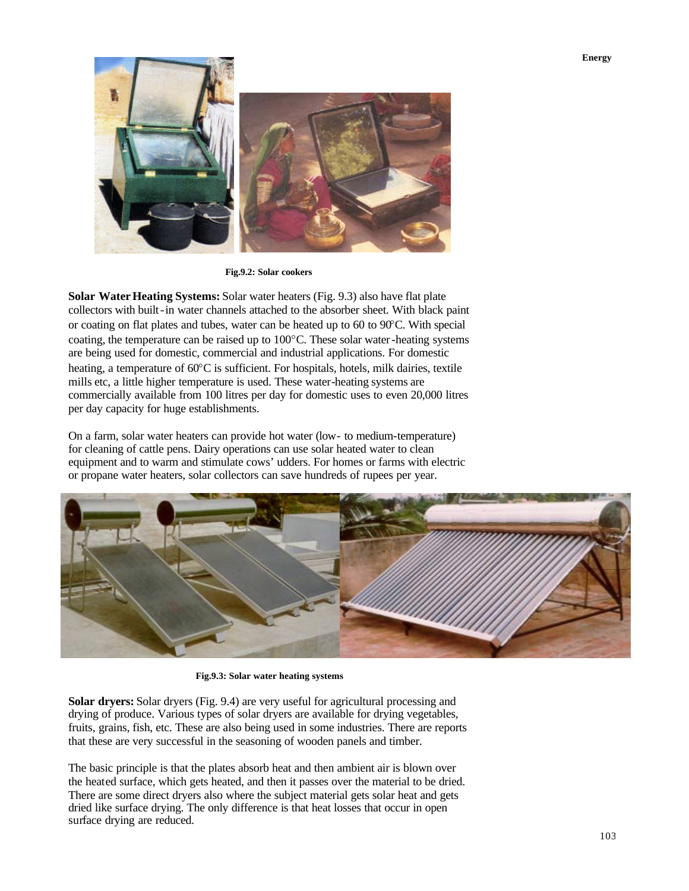Fig.9.2: Solar cookers

**Solar Water Heating Systems:** Solar water heaters (Fig. 9.3) also have flat plate collectors with built-in water channels attached to the absorber sheet. With black paint or coating on flat plates and tubes, water can be heated up to 60 to 90°C. With special coating, the temperature can be raised up to 100°C. These solar water-heating systems are being used for domestic, commercial and industrial applications. For domestic heating, a temperature of 60°C is sufficient. For hospitals, hotels, milk dairies, textile mills etc, a little higher temperature is used. These water-heating systems are commercially available from 100 litres per day for domestic uses to even 20,000 litres per day capacity for huge establishments.

On a farm, solar water heaters can provide hot water (low- to medium-temperature) for cleaning of cattle pens. Dairy operations can use solar heated water to clean equipment and to warm and stimulate cows' udders. For homes or farms with electric or propane water heaters, solar collectors can save hundreds of rupees per year.

Fig.9.3: Solar water heating systems

**Solar dryers:** Solar dryers (Fig. 9.4) are very useful for agricultural processing and drying of produce. Various types of solar dryers are available for drying vegetables, fruits, grains, fish, etc. These are also being used in some industries. There are reports that these are very successful in the seasoning of wooden panels and timber.

The basic principle is that the plates absorb heat and then ambient air is blown over the heated surface, which gets heated, and then it passes over the material to be dried. There are some direct dryers also where the subject material gets solar heat and gets dried like surface drying. The only difference is that heat losses that occur in open surface drying are reduced.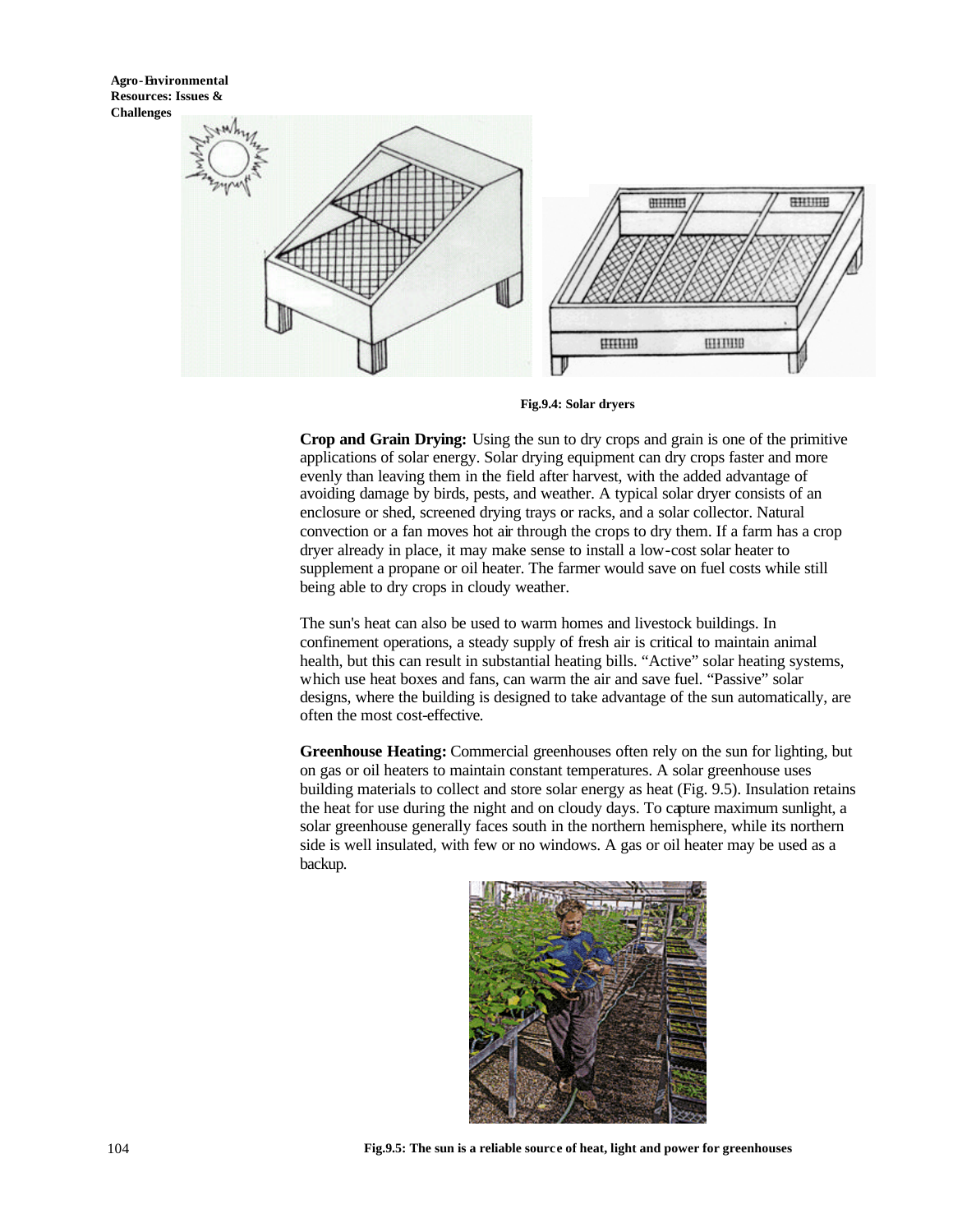Fig.9.4: Solar dryers

**Crop and Grain Drying:** Using the sun to dry crops and grain is one of the primitive applications of solar energy. Solar drying equipment can dry crops faster and more evenly than leaving them in the field after harvest, with the added advantage of avoiding damage by birds, pests, and weather. A typical solar dryer consists of an enclosure or shed, screened drying trays or racks, and a solar collector. Natural convection or a fan moves hot air through the crops to dry them. If a farm has a crop dryer already in place, it may make sense to install a low-cost solar heater to supplement a propane or oil heater. The farmer would save on fuel costs while still being able to dry crops in cloudy weather.

The sun's heat can also be used to warm homes and livestock buildings. In confinement operations, a steady supply of fresh air is critical to maintain animal health, but this can result in substantial heating bills. "Active" solar heating systems, which use heat boxes and fans, can warm the air and save fuel. "Passive" solar designs, where the building is designed to take advantage of the sun automatically, are often the most cost-effective.

**Greenhouse Heating:** Commercial greenhouses often rely on the sun for lighting, but on gas or oil heaters to maintain constant temperatures. A solar greenhouse uses building materials to collect and store solar energy as heat (Fig. 9.5). Insulation retains the heat for use during the night and on cloudy days. To capture maximum sunlight, a solar greenhouse generally faces south in the northern hemisphere, while its northern side is well insulated, with few or no windows. A gas or oil heater may be used as a backup.

Fig.9.5: The sun is a reliable source of heat, light and power for greenhouses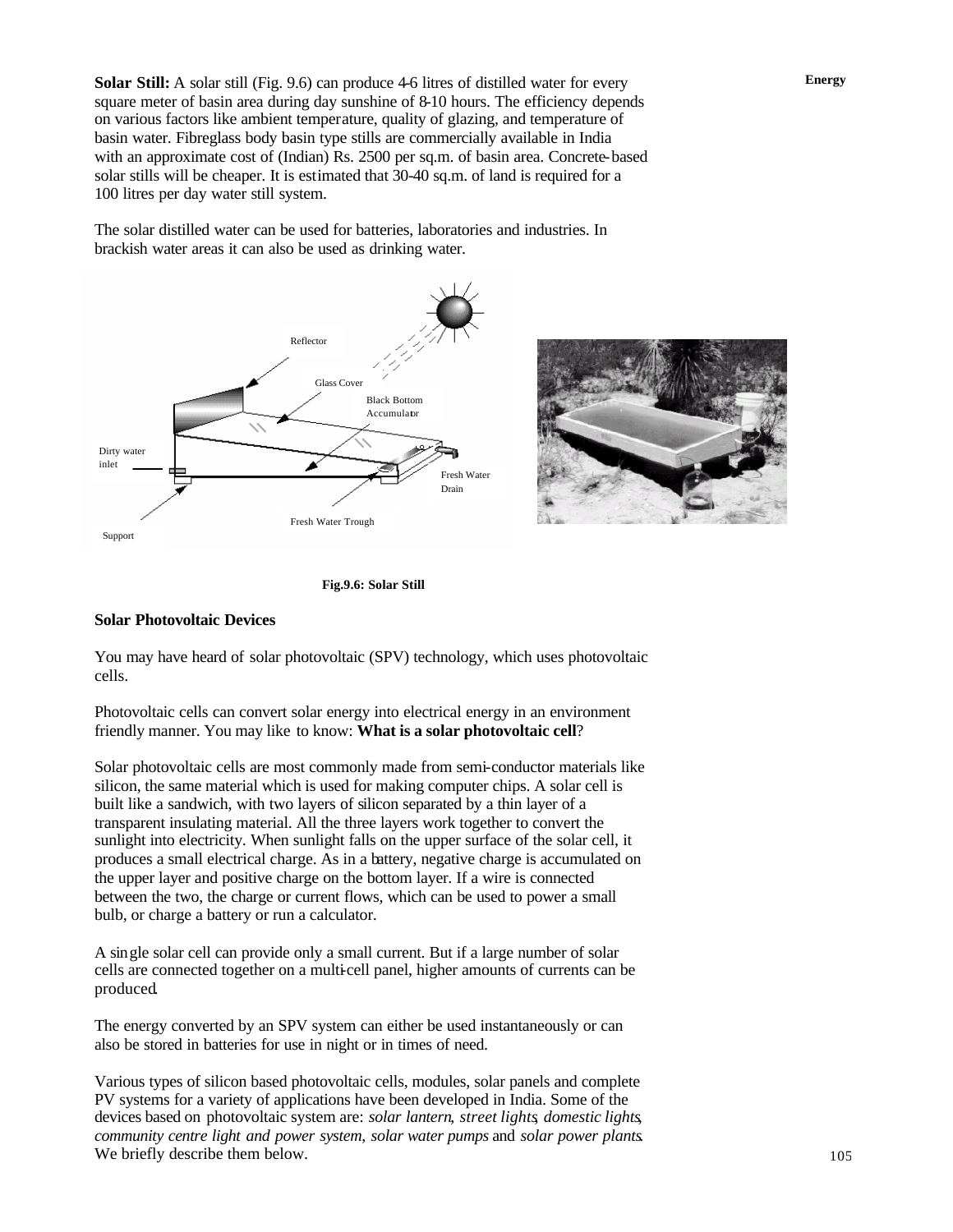**Solar Still:** A solar still (Fig. 9.6) can produce 4-6 litres of distilled water for every square meter of basin area during day sunshine of 8-10 hours. The efficiency depends on various factors like ambient temperature, quality of glazing, and temperature of basin water. Fibreglass body basin type stills are commercially available in India with an approximate cost of (Indian) Rs. 2500 per sq.m. of basin area. Concrete-based solar stills will be cheaper. It is estimated that 30-40 sq.m. of land is required for a 100 litres per day water still system.

The solar distilled water can be used for batteries, laboratories and industries. In brackish water areas it can also be used as drinking water.

**Fig.9.6: Solar Still**

## Solar Photovoltaic Devices

You may have heard of solar photovoltaic (SPV) technology, which uses photovoltaic cells.

Photovoltaic cells can convert solar energy into electrical energy in an environment friendly manner. You may like to know: **What is a solar photovoltaic cell**?

Solar photovoltaic cells are most commonly made from semi-conductor materials like silicon, the same material which is used for making computer chips. A solar cell is built like a sandwich, with two layers of silicon separated by a thin layer of a transparent insulating material. All the three layers work together to convert the sunlight into electricity. When sunlight falls on the upper surface of the solar cell, it produces a small electrical charge. As in a battery, negative charge is accumulated on the upper layer and positive charge on the bottom layer. If a wire is connected between the two, the charge or current flows, which can be used to power a small bulb, or charge a battery or run a calculator.

A single solar cell can provide only a small current. But if a large number of solar cells are connected together on a multi-cell panel, higher amounts of currents can be produced.

The energy converted by an SPV system can either be used instantaneously or can also be stored in batteries for use in night or in times of need.

Various types of silicon based photovoltaic cells, modules, solar panels and complete PV systems for a variety of applications have been developed in India. Some of the devices based on photovoltaic system are: *solar lantern*, *street lights*, *domestic lights*, *community centre light and power system*, *solar water pumps* and *solar power plants*. We briefly describe them below.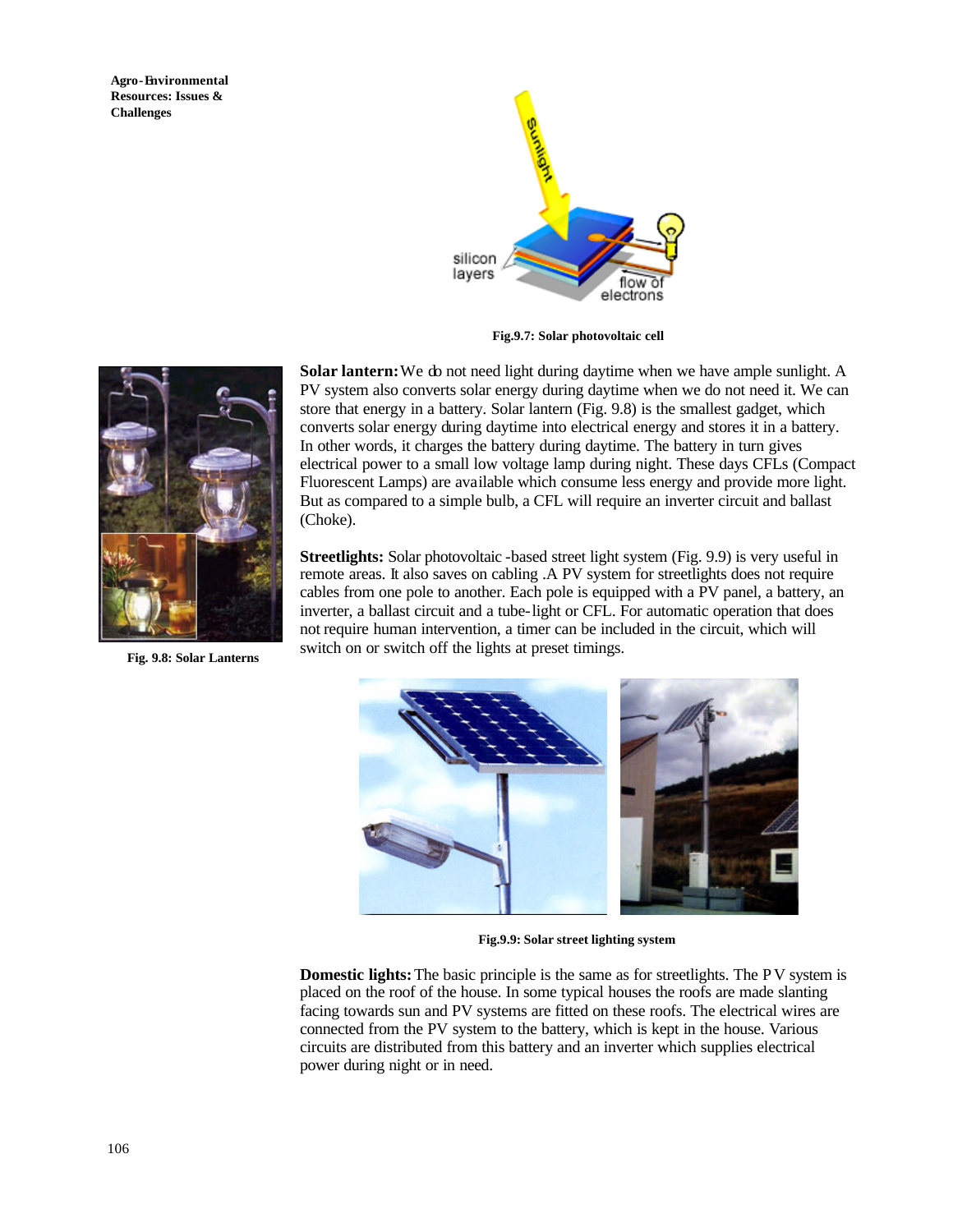Fig.9.7: Solar photovoltaic cell

Fig. 9.8: Solar Lanterns

**Solar lantern:** We do not need light during daytime when we have ample sunlight. A PV system also converts solar energy during daytime when we do not need it. We can store that energy in a battery. Solar lantern (Fig. 9.8) is the smallest gadget, which converts solar energy during daytime into electrical energy and stores it in a battery. In other words, it charges the battery during daytime. The battery in turn gives electrical power to a small low voltage lamp during night. These days CFLs (Compact Fluorescent Lamps) are available which consume less energy and provide more light. But as compared to a simple bulb, a CFL will require an inverter circuit and ballast (Choke).

**Streetlights:** Solar photovoltaic -based street light system (Fig. 9.9) is very useful in remote areas. It also saves on cabling .A PV system for streetlights does not require cables from one pole to another. Each pole is equipped with a PV panel, a battery, an inverter, a ballast circuit and a tube-light or CFL. For automatic operation that does not require human intervention, a timer can be included in the circuit, which will switch on or switch off the lights at preset timings.

Fig.9.9: Solar street lighting system

**Domestic lights:** The basic principle is the same as for streetlights. The PV system is placed on the roof of the house. In some typical houses the roofs are made slanting facing towards sun and PV systems are fitted on these roofs. The electrical wires are connected from the PV system to the battery, which is kept in the house. Various circuits are distributed from this battery and an inverter which supplies electrical power during night or in need.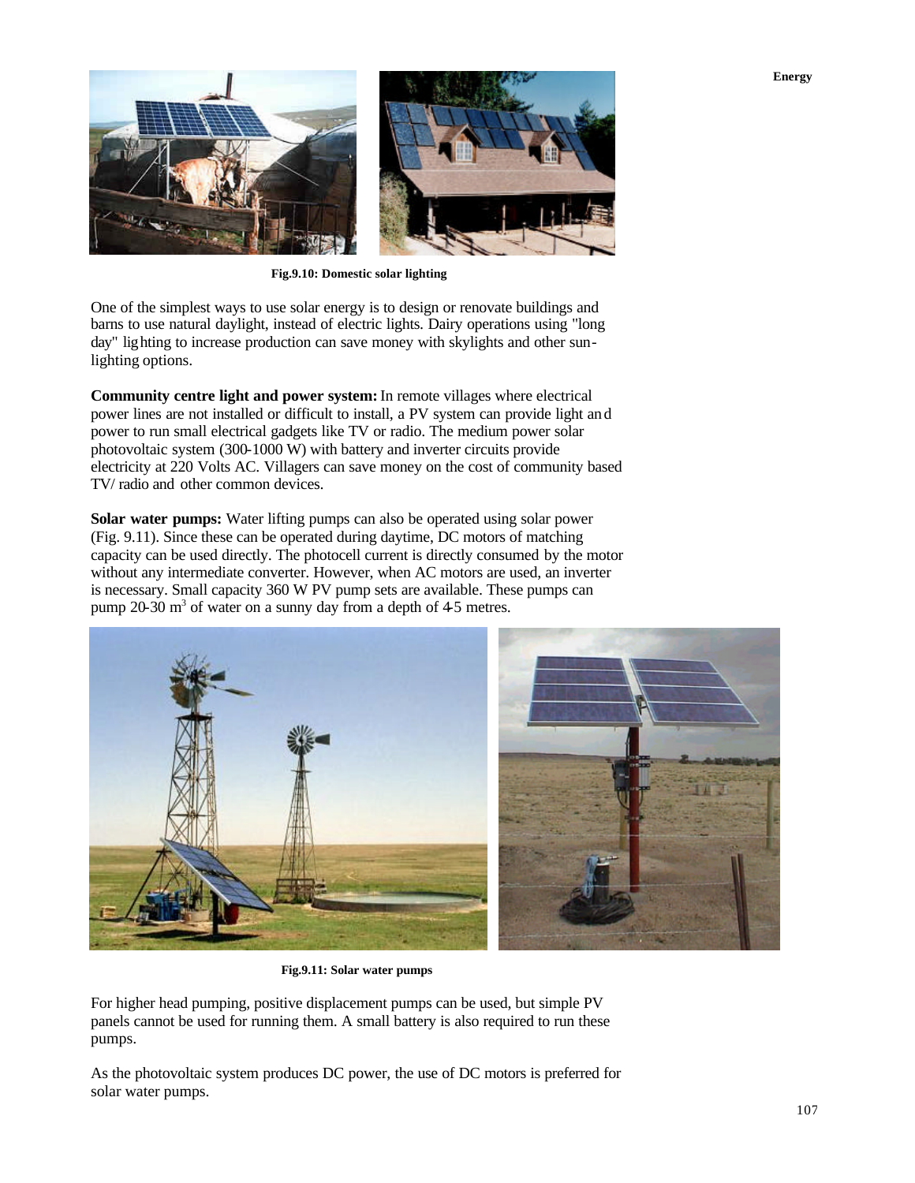Fig.9.10: Domestic solar lighting

One of the simplest ways to use solar energy is to design or renovate buildings and barns to use natural daylight, instead of electric lights. Dairy operations using "long day" lighting to increase production can save money with skylights and other sun-lighting options.

**Community centre light and power system:** In remote villages where electrical power lines are not installed or difficult to install, a PV system can provide light and power to run small electrical gadgets like TV or radio. The medium power solar photovoltaic system (300-1000 W) with battery and inverter circuits provide electricity at 220 Volts AC. Villagers can save money on the cost of community based TV/ radio and other common devices.

**Solar water pumps:** Water lifting pumps can also be operated using solar power (Fig. 9.11). Since these can be operated during daytime, DC motors of matching capacity can be used directly. The photocell current is directly consumed by the motor without any intermediate converter. However, when AC motors are used, an inverter is necessary. Small capacity 360 W PV pump sets are available. These pumps can pump 20-30 $m^3$ of water on a sunny day from a depth of 4-5 metres.

Fig.9.11: Solar water pumps

For higher head pumping, positive displacement pumps can be used, but simple PV panels cannot be used for running them. A small battery is also required to run these pumps.

As the photovoltaic system produces DC power, the use of DC motors is preferred for solar water pumps.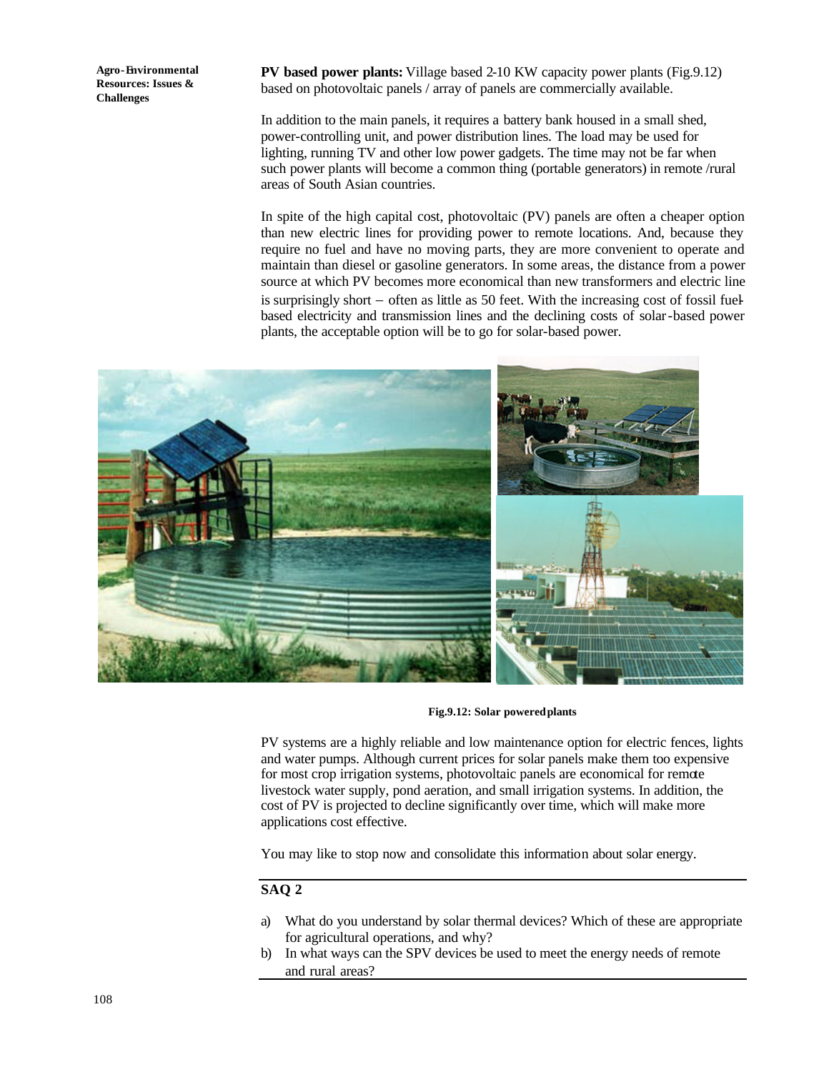**PV based power plants:** Village based 2-10 KW capacity power plants (Fig.9.12) based on photovoltaic panels / array of panels are commercially available.

In addition to the main panels, it requires a battery bank housed in a small shed, power-controlling unit, and power distribution lines. The load may be used for lighting, running TV and other low power gadgets. The time may not be far when such power plants will become a common thing (portable generators) in remote /rural areas of South Asian countries.

In spite of the high capital cost, photovoltaic (PV) panels are often a cheaper option than new electric lines for providing power to remote locations. And, because they require no fuel and have no moving parts, they are more convenient to operate and maintain than diesel or gasoline generators. In some areas, the distance from a power source at which PV becomes more economical than new transformers and electric line is surprisingly short – often as little as 50 feet. With the increasing cost of fossil fuel-based electricity and transmission lines and the declining costs of solar-based power plants, the acceptable option will be to go for solar-based power.

**Fig.9.12: Solar powered plants**

PV systems are a highly reliable and low maintenance option for electric fences, lights and water pumps. Although current prices for solar panels make them too expensive for most crop irrigation systems, photovoltaic panels are economical for remote livestock water supply, pond aeration, and small irrigation systems. In addition, the cost of PV is projected to decline significantly over time, which will make more applications cost effective.

You may like to stop now and consolidate this information about solar energy.

## SAQ 2

a) What do you understand by solar thermal devices? Which of these are appropriate for agricultural operations, and why?

b) In what ways can the SPV devices be used to meet the energy needs of remote and rural areas?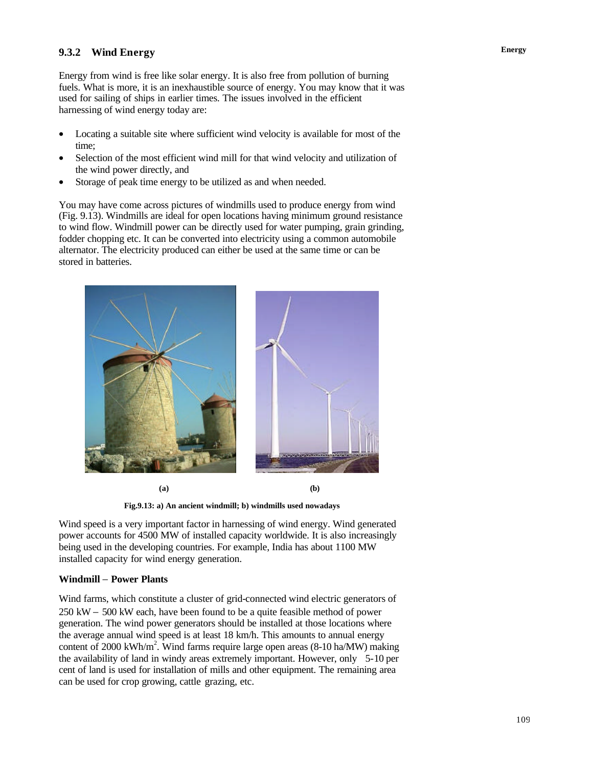### 9.3.2 Wind Energy

Energy from wind is free like solar energy. It is also free from pollution of burning fuels. What is more, it is an inexhaustible source of energy. You may know that it was used for sailing of ships in earlier times. The issues involved in the efficient harnessing of wind energy today are:

- Locating a suitable site where sufficient wind velocity is available for most of the time;
- Selection of the most efficient wind mill for that wind velocity and utilization of the wind power directly, and
- Storage of peak time energy to be utilized as and when needed.

You may have come across pictures of windmills used to produce energy from wind (Fig. 9.13). Windmills are ideal for open locations having minimum ground resistance to wind flow. Windmill power can be directly used for water pumping, grain grinding, fodder chopping etc. It can be converted into electricity using a common automobile alternator. The electricity produced can either be used at the same time or can be stored in batteries.

**(a)** **(b)**

**Fig.9.13: a) An ancient windmill; b) windmills used nowadays**

Wind speed is a very important factor in harnessing of wind energy. Wind generated power accounts for 4500 MW of installed capacity worldwide. It is also increasingly being used in the developing countries. For example, India has about 1100 MW installed capacity for wind energy generation.

**Windmill – Power Plants**

Wind farms, which constitute a cluster of grid-connected wind electric generators of 250 kW – 500 kW each, have been found to be a quite feasible method of power generation. The wind power generators should be installed at those locations where the average annual wind speed is at least 18 km/h. This amounts to annual energy content of 2000 kWh/$m^2$. Wind farms require large open areas (8-10 ha/MW) making the availability of land in windy areas extremely important. However, only 5-10 per cent of land is used for installation of mills and other equipment. The remaining area can be used for crop growing, cattle grazing, etc.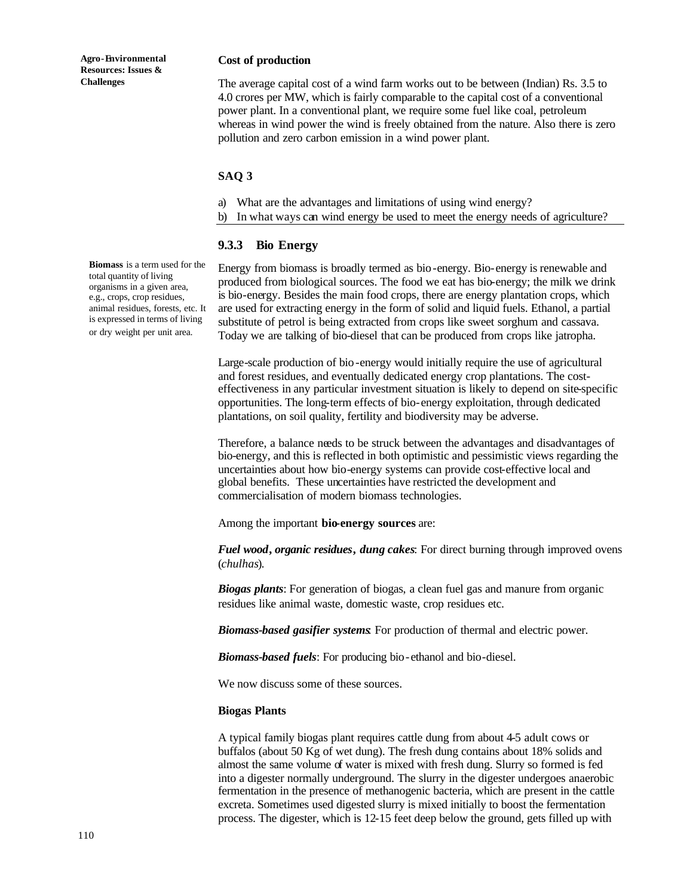### Cost of production

The average capital cost of a wind farm works out to be between (Indian) Rs. 3.5 to 4.0 crores per MW, which is fairly comparable to the capital cost of a conventional power plant. In a conventional plant, we require some fuel like coal, petroleum whereas in wind power the wind is freely obtained from the nature. Also there is zero pollution and zero carbon emission in a wind power plant.

### SAQ 3

a) What are the advantages and limitations of using wind energy?

b) In what ways can wind energy be used to meet the energy needs of agriculture?

## 9.3.3 Bio Energy

**Biomass** is a term used for the total quantity of living organisms in a given area, e.g., crops, crop residues, animal residues, forests, etc. It is expressed in terms of living or dry weight per unit area.

Energy from biomass is broadly termed as bio-energy. Bio-energy is renewable and produced from biological sources. The food we eat has bio-energy; the milk we drink is bio-energy. Besides the main food crops, there are energy plantation crops, which are used for extracting energy in the form of solid and liquid fuels. Ethanol, a partial substitute of petrol is being extracted from crops like sweet sorghum and cassava. Today we are talking of bio-diesel that can be produced from crops like jatropha.

Large-scale production of bio-energy would initially require the use of agricultural and forest residues, and eventually dedicated energy crop plantations. The cost-effectiveness in any particular investment situation is likely to depend on site-specific opportunities. The long-term effects of bio-energy exploitation, through dedicated plantations, on soil quality, fertility and biodiversity may be adverse.

Therefore, a balance needs to be struck between the advantages and disadvantages of bio-energy, and this is reflected in both optimistic and pessimistic views regarding the uncertainties about how bio-energy systems can provide cost-effective local and global benefits. These uncertainties have restricted the development and commercialisation of modern biomass technologies.

Among the important **bio-energy sources** are:

***Fuel wood, organic residues, dung cakes***: For direct burning through improved ovens (*chulhas*).

***Biogas plants***: For generation of biogas, a clean fuel gas and manure from organic residues like animal waste, domestic waste, crop residues etc.

***Biomass-based gasifier systems***: For production of thermal and electric power.

***Biomass-based fuels***: For producing bio-ethanol and bio-diesel.

We now discuss some of these sources.

### Biogas Plants

A typical family biogas plant requires cattle dung from about 4-5 adult cows or buffalos (about 50 Kg of wet dung). The fresh dung contains about 18% solids and almost the same volume of water is mixed with fresh dung. Slurry so formed is fed into a digester normally underground. The slurry in the digester undergoes anaerobic fermentation in the presence of methanogenic bacteria, which are present in the cattle excreta. Sometimes used digested slurry is mixed initially to boost the fermentation process. The digester, which is 12-15 feet deep below the ground, gets filled up with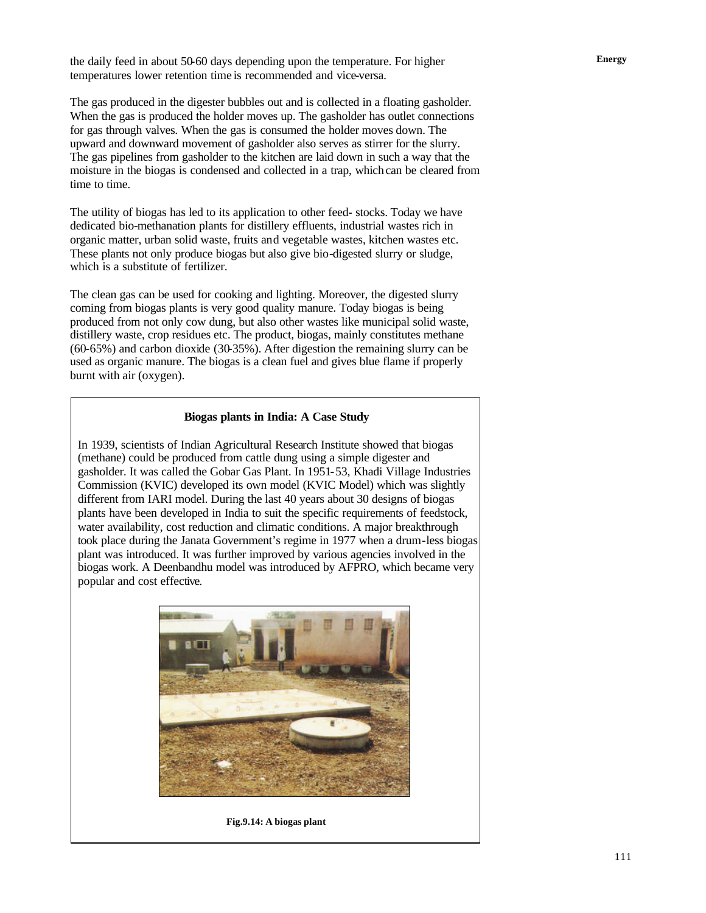the daily feed in about 50-60 days depending upon the temperature. For higher temperatures lower retention time is recommended and vice-versa.

The gas produced in the digester bubbles out and is collected in a floating gasholder. When the gas is produced the holder moves up. The gasholder has outlet connections for gas through valves. When the gas is consumed the holder moves down. The upward and downward movement of gasholder also serves as stirrer for the slurry. The gas pipelines from gasholder to the kitchen are laid down in such a way that the moisture in the biogas is condensed and collected in a trap, which can be cleared from time to time.

The utility of biogas has led to its application to other feed- stocks. Today we have dedicated bio-methanation plants for distillery effluents, industrial wastes rich in organic matter, urban solid waste, fruits and vegetable wastes, kitchen wastes etc. These plants not only produce biogas but also give bio-digested slurry or sludge, which is a substitute of fertilizer.

The clean gas can be used for cooking and lighting. Moreover, the digested slurry coming from biogas plants is very good quality manure. Today biogas is being produced from not only cow dung, but also other wastes like municipal solid waste, distillery waste, crop residues etc. The product, biogas, mainly constitutes methane (60-65%) and carbon dioxide (30-35%). After digestion the remaining slurry can be used as organic manure. The biogas is a clean fuel and gives blue flame if properly burnt with air (oxygen).

**Biogas plants in India: A Case Study**

In 1939, scientists of Indian Agricultural Research Institute showed that biogas (methane) could be produced from cattle dung using a simple digester and gasholder. It was called the Gobar Gas Plant. In 1951-53, Khadi Village Industries Commission (KVIC) developed its own model (KVIC Model) which was slightly different from IARI model. During the last 40 years about 30 designs of biogas plants have been developed in India to suit the specific requirements of feedstock, water availability, cost reduction and climatic conditions. A major breakthrough took place during the Janata Government's regime in 1977 when a drum-less biogas plant was introduced. It was further improved by various agencies involved in the biogas work. A Deenbandhu model was introduced by AFPRO, which became very popular and cost effective.

**Fig.9.14: A biogas plant**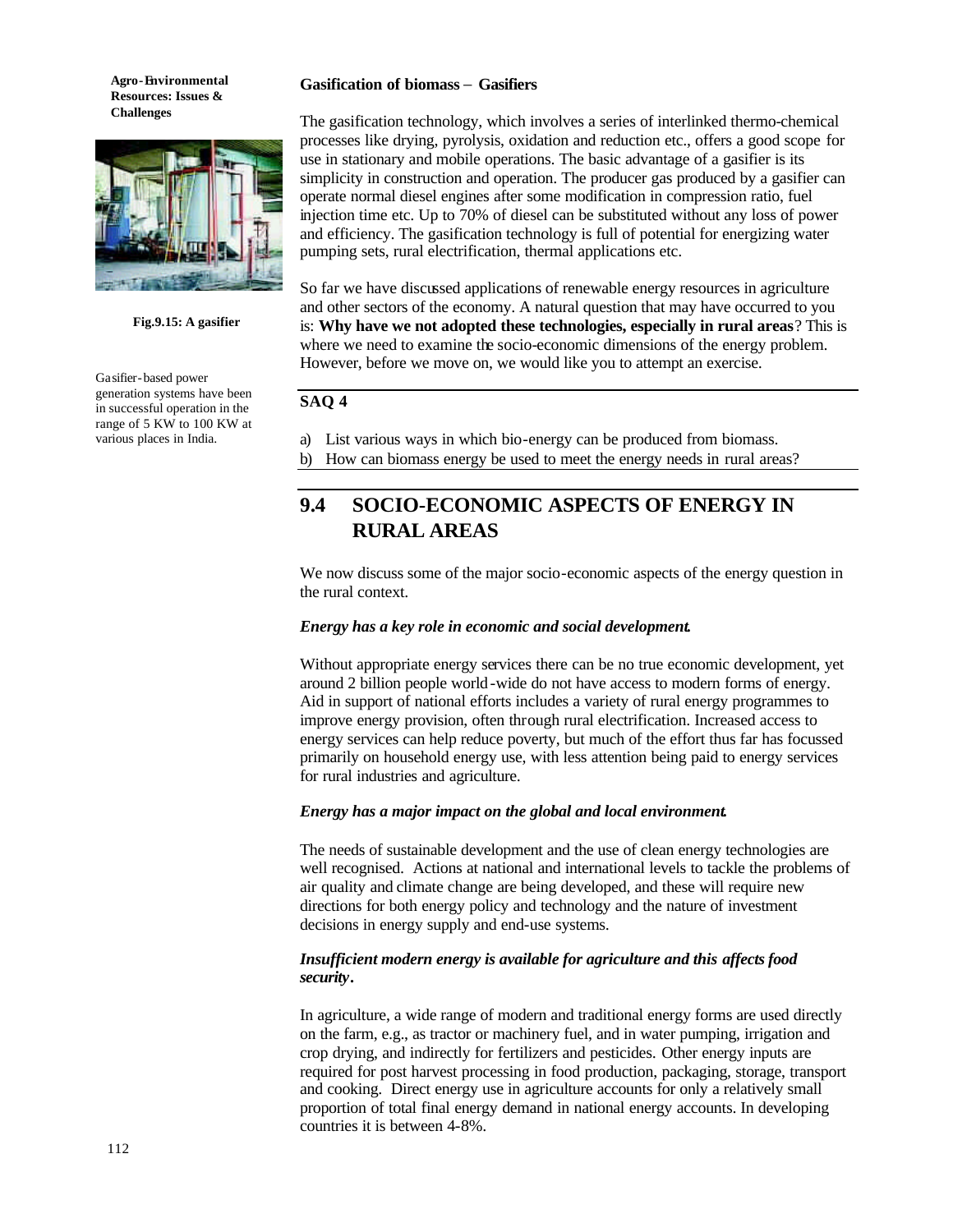### Gasification of biomass – Gasifiers

The gasification technology, which involves a series of interlinked thermo-chemical processes like drying, pyrolysis, oxidation and reduction etc., offers a good scope for use in stationary and mobile operations. The basic advantage of a gasifier is its simplicity in construction and operation. The producer gas produced by a gasifier can operate normal diesel engines after some modification in compression ratio, fuel injection time etc. Up to 70% of diesel can be substituted without any loss of power and efficiency. The gasification technology is full of potential for energizing water pumping sets, rural electrification, thermal applications etc.

**Fig.9.15: A gasifier**

Gasifier-based power generation systems have been in successful operation in the range of 5 KW to 100 KW at various places in India.

So far we have discussed applications of renewable energy resources in agriculture and other sectors of the economy. A natural question that may have occurred to you is: **Why have we not adopted these technologies, especially in rural areas**? This is where we need to examine the socio-economic dimensions of the energy problem. However, before we move on, we would like you to attempt an exercise.

**SAQ 4**

a) List various ways in which bio-energy can be produced from biomass.

b) How can biomass energy be used to meet the energy needs in rural areas?

## 9.4 SOCIO-ECONOMIC ASPECTS OF ENERGY IN RURAL AREAS

We now discuss some of the major socio-economic aspects of the energy question in the rural context.

***Energy has a key role in economic and social development.***

Without appropriate energy services there can be no true economic development, yet around 2 billion people world-wide do not have access to modern forms of energy. Aid in support of national efforts includes a variety of rural energy programmes to improve energy provision, often through rural electrification. Increased access to energy services can help reduce poverty, but much of the effort thus far has focussed primarily on household energy use, with less attention being paid to energy services for rural industries and agriculture.

***Energy has a major impact on the global and local environment.***

The needs of sustainable development and the use of clean energy technologies are well recognised. Actions at national and international levels to tackle the problems of air quality and climate change are being developed, and these will require new directions for both energy policy and technology and the nature of investment decisions in energy supply and end-use systems.

***Insufficient modern energy is available for agriculture and this affects food security.***

In agriculture, a wide range of modern and traditional energy forms are used directly on the farm, e.g., as tractor or machinery fuel, and in water pumping, irrigation and crop drying, and indirectly for fertilizers and pesticides. Other energy inputs are required for post harvest processing in food production, packaging, storage, transport and cooking. Direct energy use in agriculture accounts for only a relatively small proportion of total final energy demand in national energy accounts. In developing countries it is between 4-8%.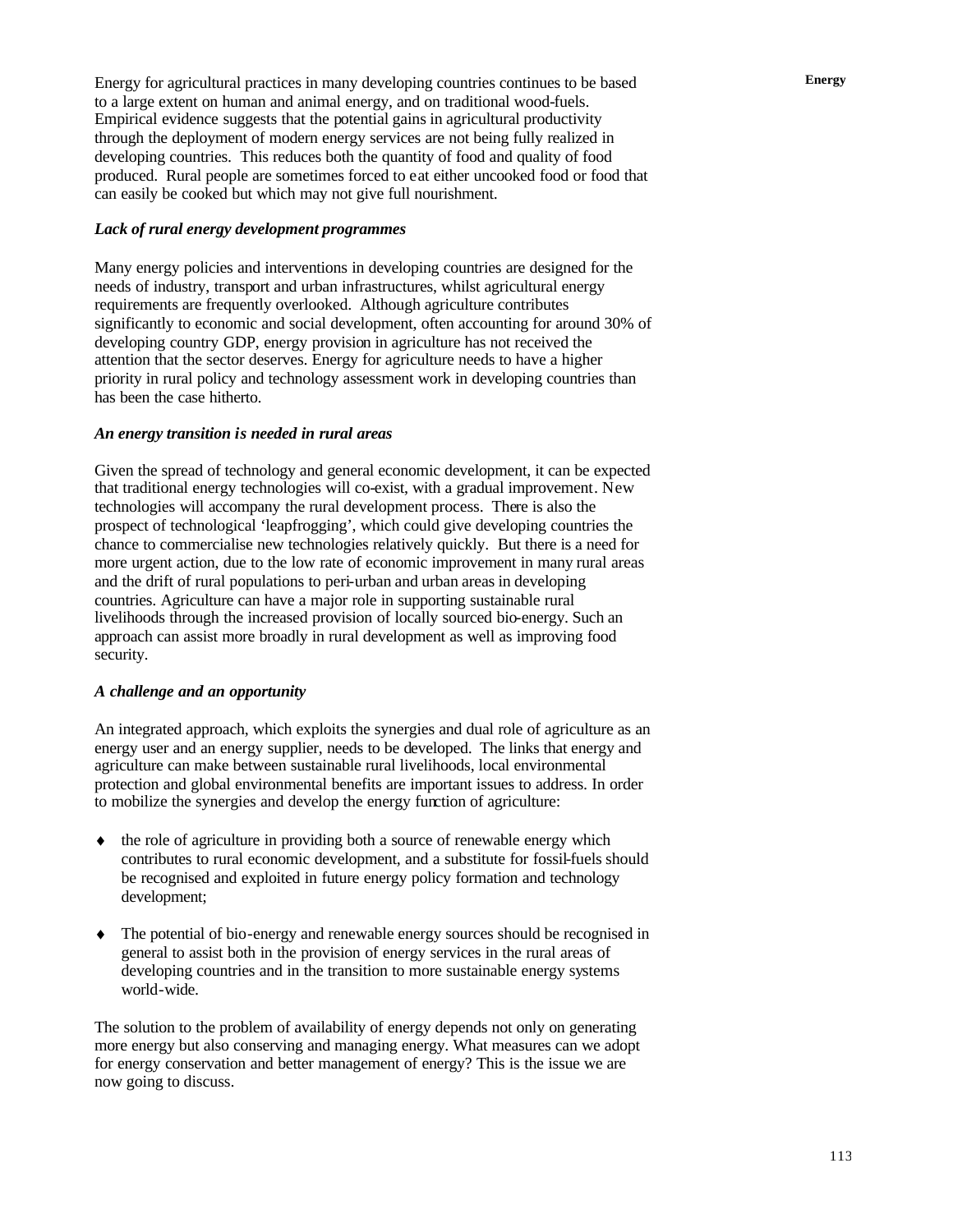Energy for agricultural practices in many developing countries continues to be based to a large extent on human and animal energy, and on traditional wood-fuels. Empirical evidence suggests that the potential gains in agricultural productivity through the deployment of modern energy services are not being fully realized in developing countries. This reduces both the quantity of food and quality of food produced. Rural people are sometimes forced to eat either uncooked food or food that can easily be cooked but which may not give full nourishment.

### *Lack of rural energy development programmes*

Many energy policies and interventions in developing countries are designed for the needs of industry, transport and urban infrastructures, whilst agricultural energy requirements are frequently overlooked. Although agriculture contributes significantly to economic and social development, often accounting for around 30% of developing country GDP, energy provision in agriculture has not received the attention that the sector deserves. Energy for agriculture needs to have a higher priority in rural policy and technology assessment work in developing countries than has been the case hitherto.

### *An energy transition is needed in rural areas*

Given the spread of technology and general economic development, it can be expected that traditional energy technologies will co-exist, with a gradual improvement. New technologies will accompany the rural development process. There is also the prospect of technological 'leapfrogging', which could give developing countries the chance to commercialise new technologies relatively quickly. But there is a need for more urgent action, due to the low rate of economic improvement in many rural areas and the drift of rural populations to peri-urban and urban areas in developing countries. Agriculture can have a major role in supporting sustainable rural livelihoods through the increased provision of locally sourced bio-energy. Such an approach can assist more broadly in rural development as well as improving food security.

### *A challenge and an opportunity*

An integrated approach, which exploits the synergies and dual role of agriculture as an energy user and an energy supplier, needs to be developed. The links that energy and agriculture can make between sustainable rural livelihoods, local environmental protection and global environmental benefits are important issues to address. In order to mobilize the synergies and develop the energy function of agriculture:

- the role of agriculture in providing both a source of renewable energy which contributes to rural economic development, and a substitute for fossil-fuels should be recognised and exploited in future energy policy formation and technology development;

- The potential of bio-energy and renewable energy sources should be recognised in general to assist both in the provision of energy services in the rural areas of developing countries and in the transition to more sustainable energy systems world-wide.

The solution to the problem of availability of energy depends not only on generating more energy but also conserving and managing energy. What measures can we adopt for energy conservation and better management of energy? This is the issue we are now going to discuss.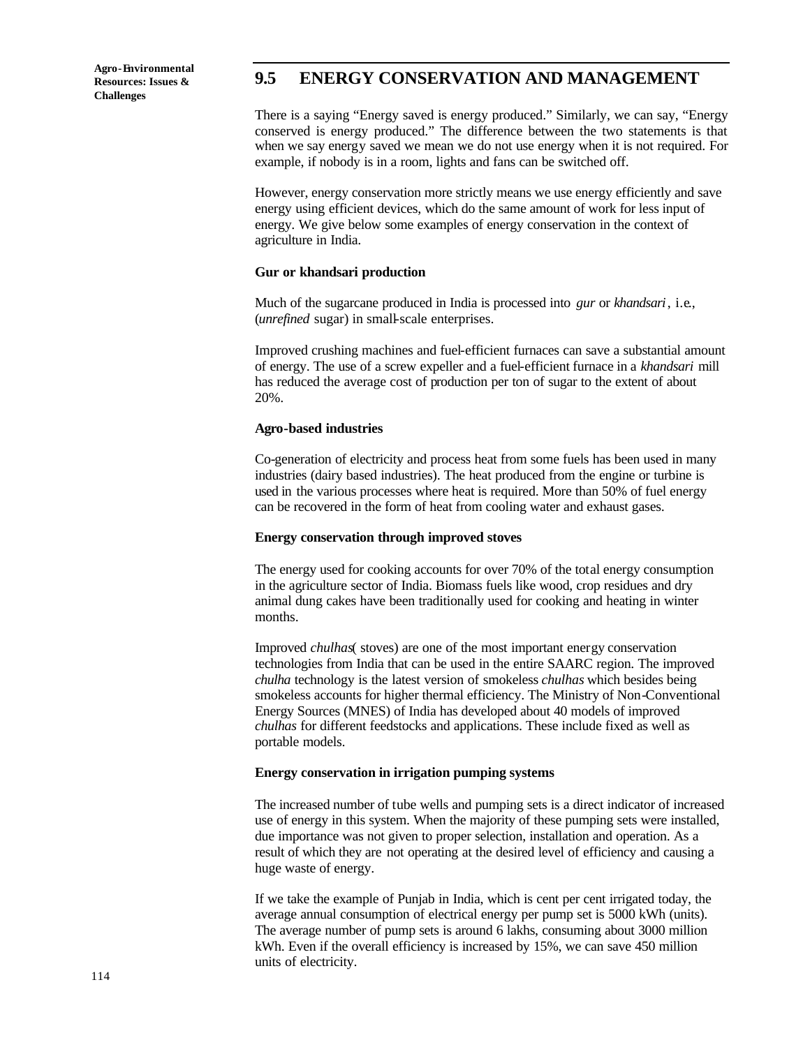## 9.5 ENERGY CONSERVATION AND MANAGEMENT

There is a saying "Energy saved is energy produced." Similarly, we can say, "Energy conserved is energy produced." The difference between the two statements is that when we say energy saved we mean we do not use energy when it is not required. For example, if nobody is in a room, lights and fans can be switched off.

However, energy conservation more strictly means we use energy efficiently and save energy using efficient devices, which do the same amount of work for less input of energy. We give below some examples of energy conservation in the context of agriculture in India.

**Gur or khandsari production**

Much of the sugarcane produced in India is processed into *gur* or *khandsari*, i.e., (*unrefined* sugar) in small-scale enterprises.

Improved crushing machines and fuel-efficient furnaces can save a substantial amount of energy. The use of a screw expeller and a fuel-efficient furnace in a *khandsari* mill has reduced the average cost of production per ton of sugar to the extent of about 20%.

**Agro-based industries**

Co-generation of electricity and process heat from some fuels has been used in many industries (dairy based industries). The heat produced from the engine or turbine is used in the various processes where heat is required. More than 50% of fuel energy can be recovered in the form of heat from cooling water and exhaust gases.

**Energy conservation through improved stoves**

The energy used for cooking accounts for over 70% of the total energy consumption in the agriculture sector of India. Biomass fuels like wood, crop residues and dry animal dung cakes have been traditionally used for cooking and heating in winter months.

Improved *chulhas*( stoves) are one of the most important energy conservation technologies from India that can be used in the entire SAARC region. The improved *chulha* technology is the latest version of smokeless *chulhas* which besides being smokeless accounts for higher thermal efficiency. The Ministry of Non-Conventional Energy Sources (MNES) of India has developed about 40 models of improved *chulhas* for different feedstocks and applications. These include fixed as well as portable models.

**Energy conservation in irrigation pumping systems**

The increased number of tube wells and pumping sets is a direct indicator of increased use of energy in this system. When the majority of these pumping sets were installed, due importance was not given to proper selection, installation and operation. As a result of which they are not operating at the desired level of efficiency and causing a huge waste of energy.

If we take the example of Punjab in India, which is cent per cent irrigated today, the average annual consumption of electrical energy per pump set is 5000 kWh (units). The average number of pump sets is around 6 lakhs, consuming about 3000 million kWh. Even if the overall efficiency is increased by 15%, we can save 450 million units of electricity.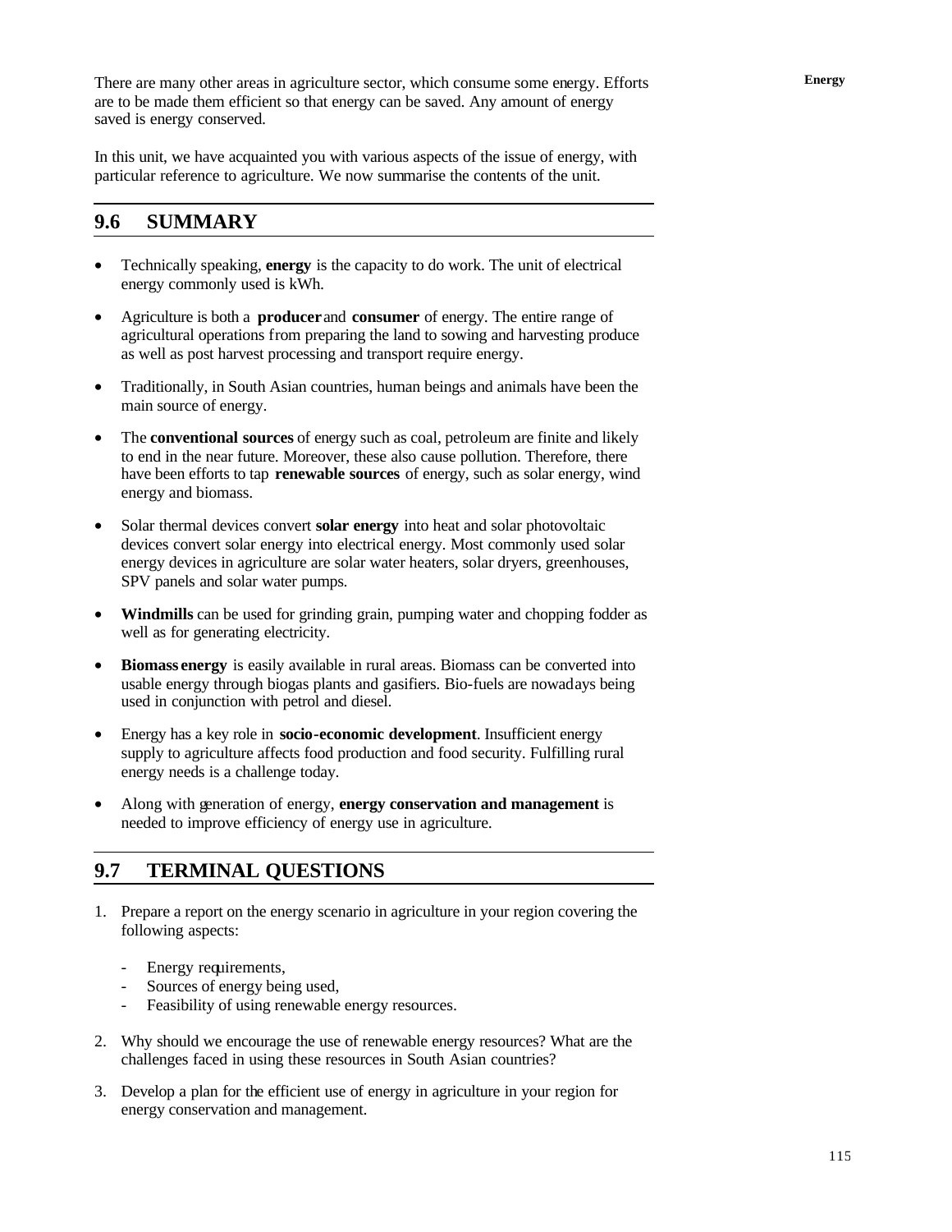There are many other areas in agriculture sector, which consume some energy. Efforts are to be made them efficient so that energy can be saved. Any amount of energy saved is energy conserved.

In this unit, we have acquainted you with various aspects of the issue of energy, with particular reference to agriculture. We now summarise the contents of the unit.

## 9.6 SUMMARY

- Technically speaking, **energy** is the capacity to do work. The unit of electrical energy commonly used is kWh.
- Agriculture is both a **producer** and **consumer** of energy. The entire range of agricultural operations from preparing the land to sowing and harvesting produce as well as post harvest processing and transport require energy.
- Traditionally, in South Asian countries, human beings and animals have been the main source of energy.
- The **conventional sources** of energy such as coal, petroleum are finite and likely to end in the near future. Moreover, these also cause pollution. Therefore, there have been efforts to tap **renewable sources** of energy, such as solar energy, wind energy and biomass.
- Solar thermal devices convert **solar energy** into heat and solar photovoltaic devices convert solar energy into electrical energy. Most commonly used solar energy devices in agriculture are solar water heaters, solar dryers, greenhouses, SPV panels and solar water pumps.
- **Windmills** can be used for grinding grain, pumping water and chopping fodder as well as for generating electricity.
- **Biomass energy** is easily available in rural areas. Biomass can be converted into usable energy through biogas plants and gasifiers. Bio-fuels are nowadays being used in conjunction with petrol and diesel.
- Energy has a key role in **socio-economic development**. Insufficient energy supply to agriculture affects food production and food security. Fulfilling rural energy needs is a challenge today.
- Along with generation of energy, **energy conservation and management** is needed to improve efficiency of energy use in agriculture.

## 9.7 TERMINAL QUESTIONS

1. Prepare a report on the energy scenario in agriculture in your region covering the following aspects:
   - Energy requirements,
   - Sources of energy being used,
   - Feasibility of using renewable energy resources.
2. Why should we encourage the use of renewable energy resources? What are the challenges faced in using these resources in South Asian countries?
3. Develop a plan for the efficient use of energy in agriculture in your region for energy conservation and management.